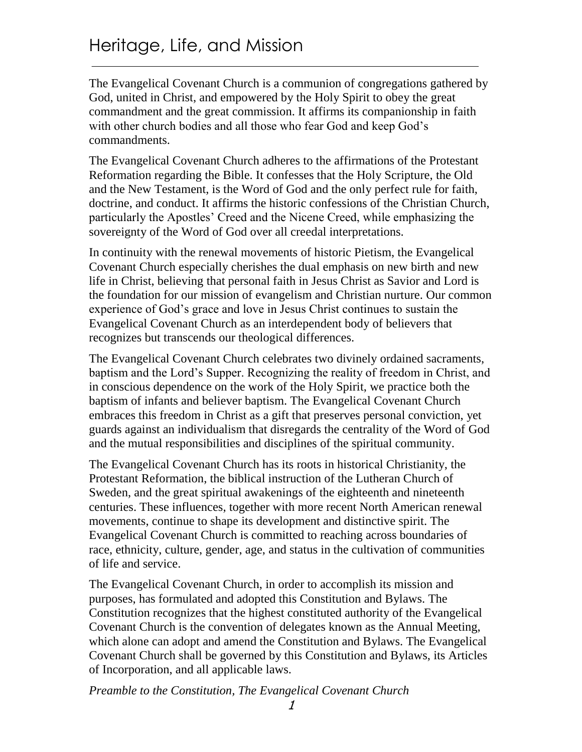# Heritage, Life, and Mission

The Evangelical Covenant Church is a communion of congregations gathered by God, united in Christ, and empowered by the Holy Spirit to obey the great commandment and the great commission. It affirms its companionship in faith with other church bodies and all those who fear God and keep God's commandments.

The Evangelical Covenant Church adheres to the affirmations of the Protestant Reformation regarding the Bible. It confesses that the Holy Scripture, the Old and the New Testament, is the Word of God and the only perfect rule for faith, doctrine, and conduct. It affirms the historic confessions of the Christian Church, particularly the Apostles' Creed and the Nicene Creed, while emphasizing the sovereignty of the Word of God over all creedal interpretations.

In continuity with the renewal movements of historic Pietism, the Evangelical Covenant Church especially cherishes the dual emphasis on new birth and new life in Christ, believing that personal faith in Jesus Christ as Savior and Lord is the foundation for our mission of evangelism and Christian nurture. Our common experience of God's grace and love in Jesus Christ continues to sustain the Evangelical Covenant Church as an interdependent body of believers that recognizes but transcends our theological differences.

The Evangelical Covenant Church celebrates two divinely ordained sacraments, baptism and the Lord's Supper. Recognizing the reality of freedom in Christ, and in conscious dependence on the work of the Holy Spirit, we practice both the baptism of infants and believer baptism. The Evangelical Covenant Church embraces this freedom in Christ as a gift that preserves personal conviction, yet guards against an individualism that disregards the centrality of the Word of God and the mutual responsibilities and disciplines of the spiritual community.

The Evangelical Covenant Church has its roots in historical Christianity, the Protestant Reformation, the biblical instruction of the Lutheran Church of Sweden, and the great spiritual awakenings of the eighteenth and nineteenth centuries. These influences, together with more recent North American renewal movements, continue to shape its development and distinctive spirit. The Evangelical Covenant Church is committed to reaching across boundaries of race, ethnicity, culture, gender, age, and status in the cultivation of communities of life and service.

The Evangelical Covenant Church, in order to accomplish its mission and purposes, has formulated and adopted this Constitution and Bylaws. The Constitution recognizes that the highest constituted authority of the Evangelical Covenant Church is the convention of delegates known as the Annual Meeting, which alone can adopt and amend the Constitution and Bylaws. The Evangelical Covenant Church shall be governed by this Constitution and Bylaws, its Articles of Incorporation, and all applicable laws.

*Preamble to the Constitution, The Evangelical Covenant Church*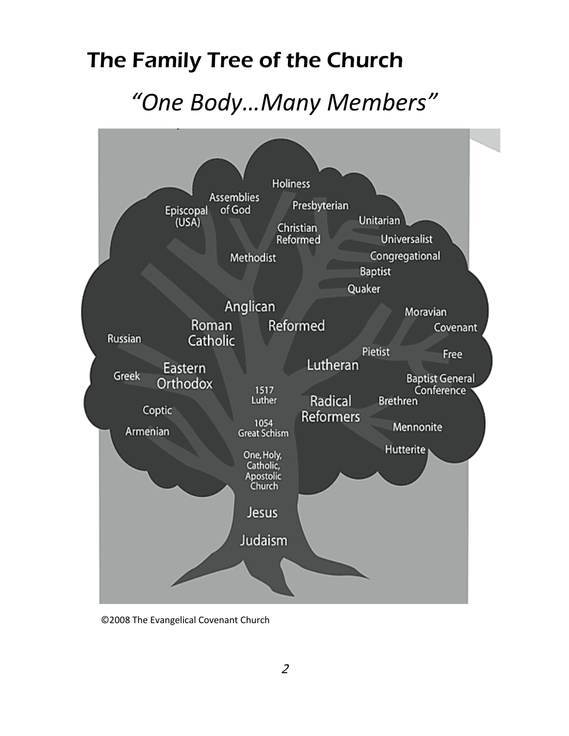# The Family Tree of the Church

## *"One Body…Many Members"*

Holiness
Assemblies of God
Episcopal (USA)
Presbyterian
Unitarian
Christian Reformed
Universalist
Methodist
Congregational
Baptist
Quaker
Anglican
Moravian
Roman Catholic
Reformed
Covenant
Russian
Pietist
Free
Eastern Orthodox
Lutheran
Greek
Baptist General Conference
1517 Luther
Radical Reformers
Brethren
Coptic
1054 Great Schism
Mennonite
Armenian
Hutterite
One, Holy, Catholic, Apostolic Church
Jesus
Judaism

©2008 The Evangelical Covenant Church